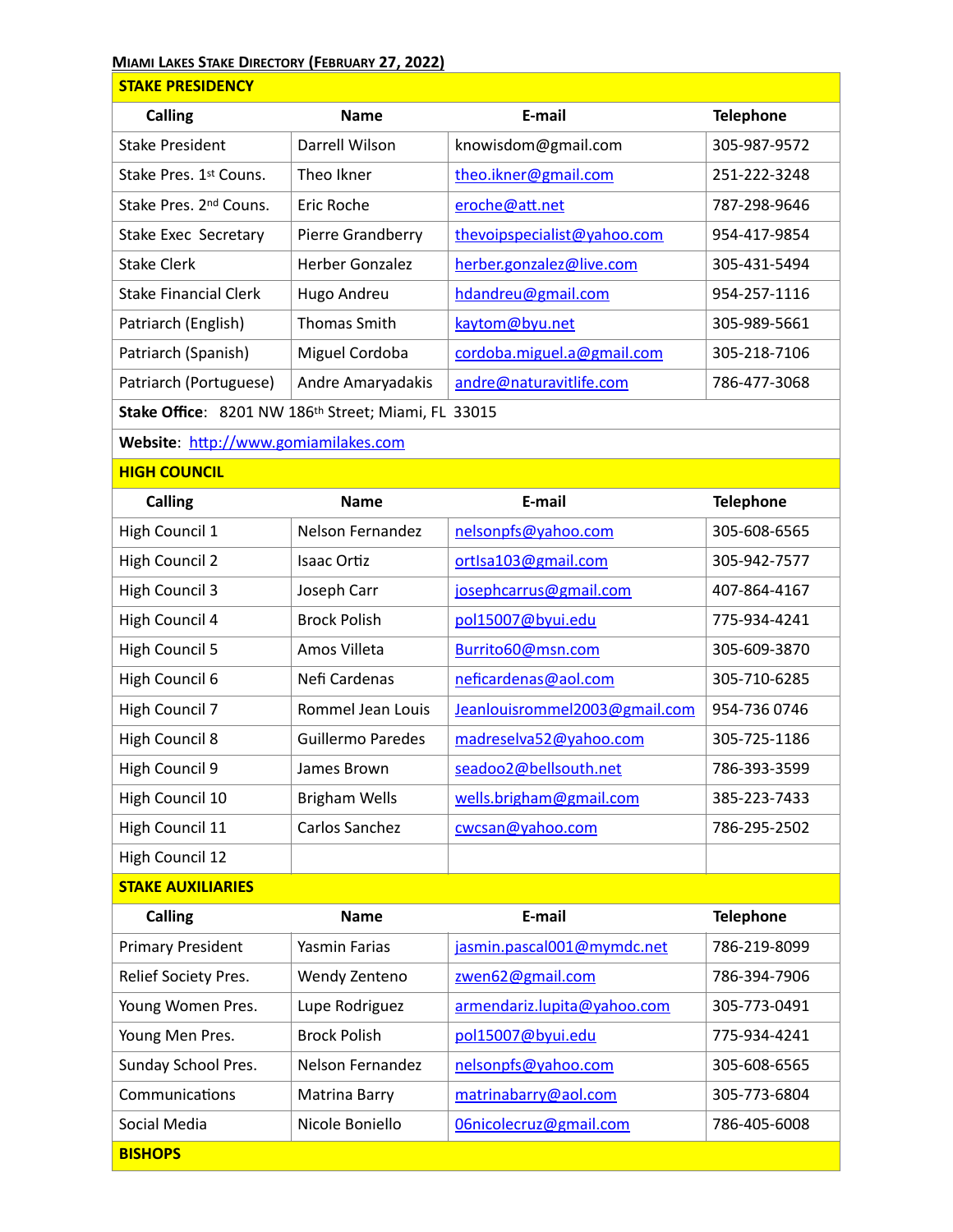**MIAMI LAKES STAKE DIRECTORY (FEBRUARY 27, 2022)**

| **STAKE PRESIDENCY** | | | |
|---|---|---|---|
| **Calling** | **Name** | **E-mail** | **Telephone** |
| Stake President | Darrell Wilson | knowisdom@gmail.com | 305-987-9572 |
| Stake Pres. 1st Couns. | Theo Ikner | theo.ikner@gmail.com | 251-222-3248 |
| Stake Pres. 2nd Couns. | Eric Roche | eroche@att.net | 787-298-9646 |
| Stake Exec Secretary | Pierre Grandberry | thevoipspecialist@yahoo.com | 954-417-9854 |
| Stake Clerk | Herber Gonzalez | herber.gonzalez@live.com | 305-431-5494 |
| Stake Financial Clerk | Hugo Andreu | hdandreu@gmail.com | 954-257-1116 |
| Patriarch (English) | Thomas Smith | kaytom@byu.net | 305-989-5661 |
| Patriarch (Spanish) | Miguel Cordoba | cordoba.miguel.a@gmail.com | 305-218-7106 |
| Patriarch (Portuguese) | Andre Amaryadakis | andre@naturavitlife.com | 786-477-3068 |
| **Stake Office**: 8201 NW 186th Street; Miami, FL 33015 | | | |
| **Website**: http://www.gomiamilakes.com | | | |
| **HIGH COUNCIL** | | | |
| **Calling** | **Name** | **E-mail** | **Telephone** |
| High Council 1 | Nelson Fernandez | nelsonpfs@yahoo.com | 305-608-6565 |
| High Council 2 | Isaac Ortiz | ortIsa103@gmail.com | 305-942-7577 |
| High Council 3 | Joseph Carr | josephcarrus@gmail.com | 407-864-4167 |
| High Council 4 | Brock Polish | pol15007@byui.edu | 775-934-4241 |
| High Council 5 | Amos Villeta | Burrito60@msn.com | 305-609-3870 |
| High Council 6 | Nefi Cardenas | neficardenas@aol.com | 305-710-6285 |
| High Council 7 | Rommel Jean Louis | Jeanlouisrommel2003@gmail.com | 954-736 0746 |
| High Council 8 | Guillermo Paredes | madreselva52@yahoo.com | 305-725-1186 |
| High Council 9 | James Brown | seadoo2@bellsouth.net | 786-393-3599 |
| High Council 10 | Brigham Wells | wells.brigham@gmail.com | 385-223-7433 |
| High Council 11 | Carlos Sanchez | cwcsan@yahoo.com | 786-295-2502 |
| High Council 12 | | | |
| **STAKE AUXILIARIES** | | | |
| **Calling** | **Name** | **E-mail** | **Telephone** |
| Primary President | Yasmin Farias | jasmin.pascal001@mymdc.net | 786-219-8099 |
| Relief Society Pres. | Wendy Zenteno | zwen62@gmail.com | 786-394-7906 |
| Young Women Pres. | Lupe Rodriguez | armendariz.lupita@yahoo.com | 305-773-0491 |
| Young Men Pres. | Brock Polish | pol15007@byui.edu | 775-934-4241 |
| Sunday School Pres. | Nelson Fernandez | nelsonpfs@yahoo.com | 305-608-6565 |
| Communications | Matrina Barry | matrinabarry@aol.com | 305-773-6804 |
| Social Media | Nicole Boniello | 06nicolecruz@gmail.com | 786-405-6008 |
| **BISHOPS** | | | |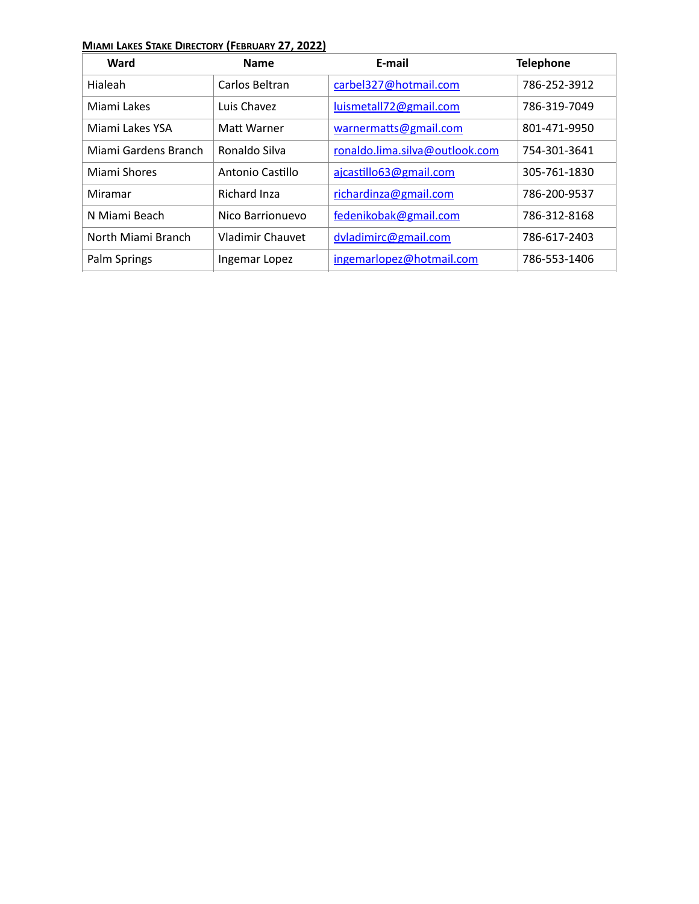**MIAMI LAKES STAKE DIRECTORY (FEBRUARY 27, 2022)**

| Ward | Name | E-mail | Telephone |
|---|---|---|---|
| Hialeah | Carlos Beltran | carbel327@hotmail.com | 786-252-3912 |
| Miami Lakes | Luis Chavez | luismetall72@gmail.com | 786-319-7049 |
| Miami Lakes YSA | Matt Warner | warnermatts@gmail.com | 801-471-9950 |
| Miami Gardens Branch | Ronaldo Silva | ronaldo.lima.silva@outlook.com | 754-301-3641 |
| Miami Shores | Antonio Castillo | ajcastillo63@gmail.com | 305-761-1830 |
| Miramar | Richard Inza | richardinza@gmail.com | 786-200-9537 |
| N Miami Beach | Nico Barrionuevo | fedenikobak@gmail.com | 786-312-8168 |
| North Miami Branch | Vladimir Chauvet | dvladimirc@gmail.com | 786-617-2403 |
| Palm Springs | Ingemar Lopez | ingemarlopez@hotmail.com | 786-553-1406 |